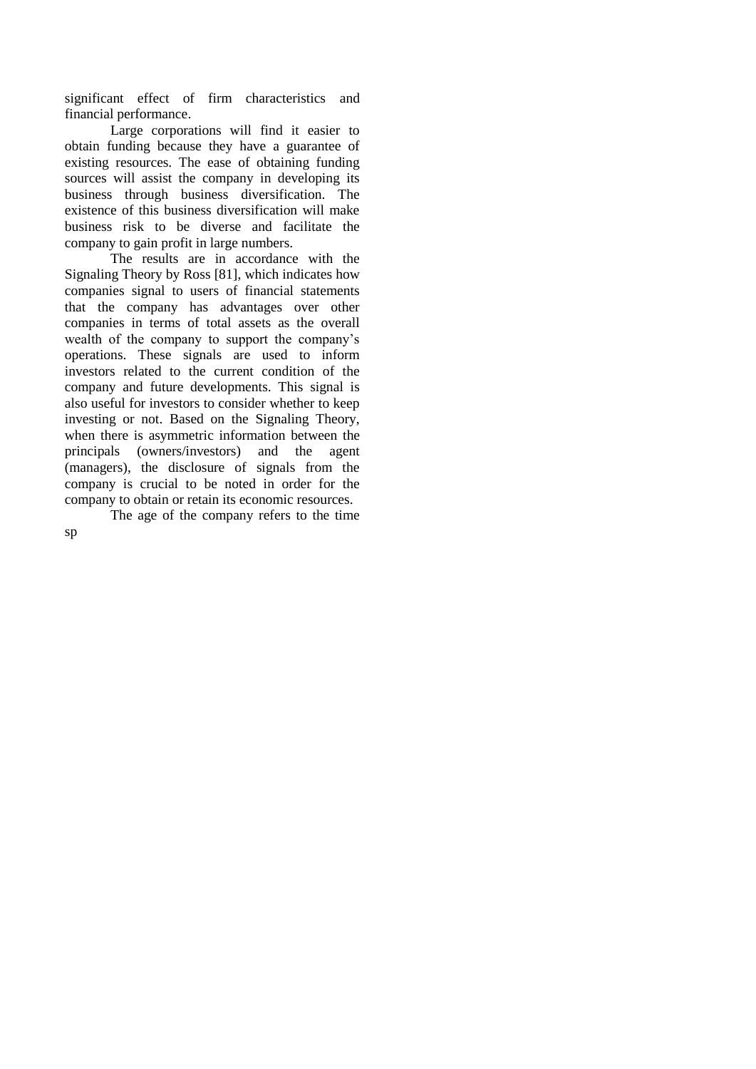significant effect of firm characteristics and financial performance.

Large corporations will find it easier to obtain funding because they have a guarantee of existing resources. The ease of obtaining funding sources will assist the company in developing its business through business diversification. The existence of this business diversification will make business risk to be diverse and facilitate the company to gain profit in large numbers.

The results are in accordance with the Signaling Theory by Ross [81], which indicates how companies signal to users of financial statements that the company has advantages over other companies in terms of total assets as the overall wealth of the company to support the company's operations. These signals are used to inform investors related to the current condition of the company and future developments. This signal is also useful for investors to consider whether to keep investing or not. Based on the Signaling Theory, when there is asymmetric information between the principals (owners/investors) and the agent (managers), the disclosure of signals from the company is crucial to be noted in order for the company to obtain or retain its economic resources.

The age of the company refers to the time

sp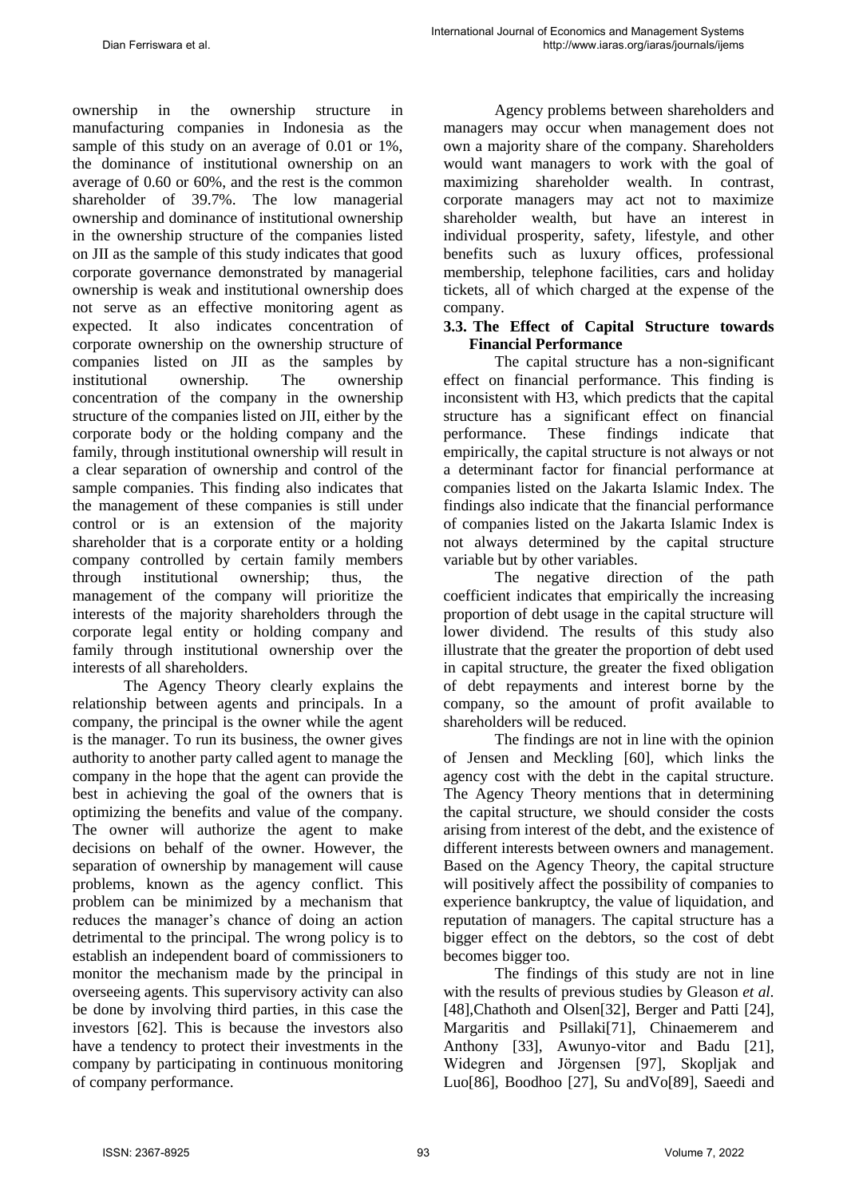ownership in the ownership structure in manufacturing companies in Indonesia as the sample of this study on an average of 0.01 or 1%, the dominance of institutional ownership on an average of 0.60 or 60%, and the rest is the common shareholder of 39.7%. The low managerial ownership and dominance of institutional ownership in the ownership structure of the companies listed on JII as the sample of this study indicates that good corporate governance demonstrated by managerial ownership is weak and institutional ownership does not serve as an effective monitoring agent as expected. It also indicates concentration of corporate ownership on the ownership structure of companies listed on JII as the samples by institutional ownership. The ownership concentration of the company in the ownership structure of the companies listed on JII, either by the corporate body or the holding company and the family, through institutional ownership will result in a clear separation of ownership and control of the sample companies. This finding also indicates that the management of these companies is still under control or is an extension of the majority shareholder that is a corporate entity or a holding company controlled by certain family members through institutional ownership; thus, the management of the company will prioritize the interests of the majority shareholders through the corporate legal entity or holding company and family through institutional ownership over the interests of all shareholders.

The Agency Theory clearly explains the relationship between agents and principals. In a company, the principal is the owner while the agent is the manager. To run its business, the owner gives authority to another party called agent to manage the company in the hope that the agent can provide the best in achieving the goal of the owners that is optimizing the benefits and value of the company. The owner will authorize the agent to make decisions on behalf of the owner. However, the separation of ownership by management will cause problems, known as the agency conflict. This problem can be minimized by a mechanism that reduces the manager's chance of doing an action detrimental to the principal. The wrong policy is to establish an independent board of commissioners to monitor the mechanism made by the principal in overseeing agents. This supervisory activity can also be done by involving third parties, in this case the investors [62]. This is because the investors also have a tendency to protect their investments in the company by participating in continuous monitoring of company performance.

Agency problems between shareholders and managers may occur when management does not own a majority share of the company. Shareholders would want managers to work with the goal of maximizing shareholder wealth. In contrast, corporate managers may act not to maximize shareholder wealth, but have an interest in individual prosperity, safety, lifestyle, and other benefits such as luxury offices, professional membership, telephone facilities, cars and holiday tickets, all of which charged at the expense of the company.

### 3.3. The Effect of Capital Structure towards Financial Performance

The capital structure has a non-significant effect on financial performance. This finding is inconsistent with H3, which predicts that the capital structure has a significant effect on financial performance. These findings indicate that empirically, the capital structure is not always or not a determinant factor for financial performance at companies listed on the Jakarta Islamic Index. The findings also indicate that the financial performance of companies listed on the Jakarta Islamic Index is not always determined by the capital structure variable but by other variables.

The negative direction of the path coefficient indicates that empirically the increasing proportion of debt usage in the capital structure will lower dividend. The results of this study also illustrate that the greater the proportion of debt used in capital structure, the greater the fixed obligation of debt repayments and interest borne by the company, so the amount of profit available to shareholders will be reduced.

The findings are not in line with the opinion of Jensen and Meckling [60], which links the agency cost with the debt in the capital structure. The Agency Theory mentions that in determining the capital structure, we should consider the costs arising from interest of the debt, and the existence of different interests between owners and management. Based on the Agency Theory, the capital structure will positively affect the possibility of companies to experience bankruptcy, the value of liquidation, and reputation of managers. The capital structure has a bigger effect on the debtors, so the cost of debt becomes bigger too.

The findings of this study are not in line with the results of previous studies by Gleason *et al*. [48],Chathoth and Olsen[32], Berger and Patti [24], Margaritis and Psillaki[71], Chinaemerem and Anthony [33], Awunyo-vitor and Badu [21], Widegren and Jörgensen [97], Skopljak and Luo[86], Boodhoo [27], Su andVo[89], Saeedi and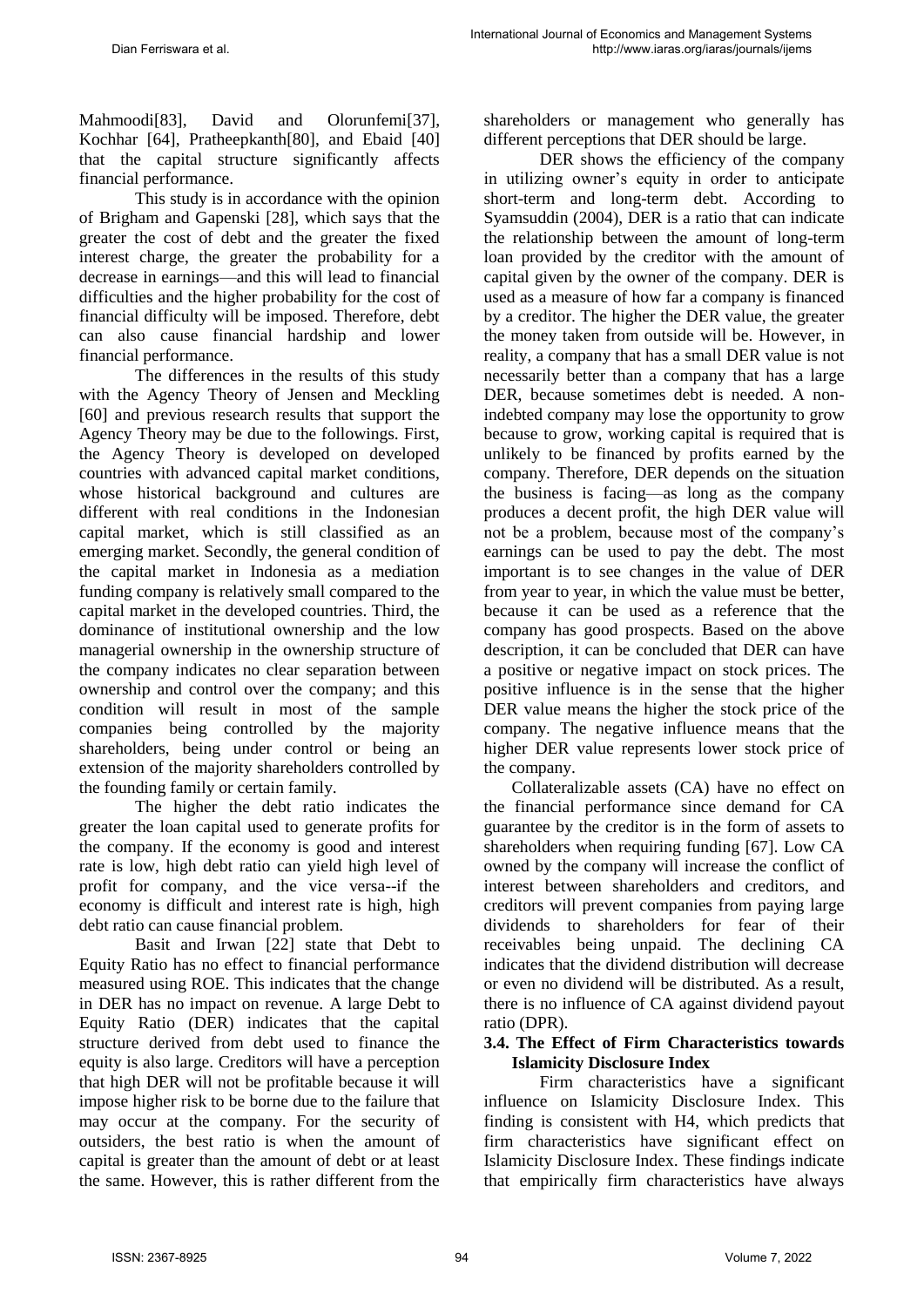Mahmoodi[83], David and Olorunfemi[37], Kochhar [64], Pratheepkanth[80], and Ebaid [40] that the capital structure significantly affects financial performance.

This study is in accordance with the opinion of Brigham and Gapenski [28], which says that the greater the cost of debt and the greater the fixed interest charge, the greater the probability for a decrease in earnings—and this will lead to financial difficulties and the higher probability for the cost of financial difficulty will be imposed. Therefore, debt can also cause financial hardship and lower financial performance.

The differences in the results of this study with the Agency Theory of Jensen and Meckling [60] and previous research results that support the Agency Theory may be due to the followings. First, the Agency Theory is developed on developed countries with advanced capital market conditions, whose historical background and cultures are different with real conditions in the Indonesian capital market, which is still classified as an emerging market. Secondly, the general condition of the capital market in Indonesia as a mediation funding company is relatively small compared to the capital market in the developed countries. Third, the dominance of institutional ownership and the low managerial ownership in the ownership structure of the company indicates no clear separation between ownership and control over the company; and this condition will result in most of the sample companies being controlled by the majority shareholders, being under control or being an extension of the majority shareholders controlled by the founding family or certain family.

The higher the debt ratio indicates the greater the loan capital used to generate profits for the company. If the economy is good and interest rate is low, high debt ratio can yield high level of profit for company, and the vice versa--if the economy is difficult and interest rate is high, high debt ratio can cause financial problem.

Basit and Irwan [22] state that Debt to Equity Ratio has no effect to financial performance measured using ROE. This indicates that the change in DER has no impact on revenue. A large Debt to Equity Ratio (DER) indicates that the capital structure derived from debt used to finance the equity is also large. Creditors will have a perception that high DER will not be profitable because it will impose higher risk to be borne due to the failure that may occur at the company. For the security of outsiders, the best ratio is when the amount of capital is greater than the amount of debt or at least the same. However, this is rather different from the shareholders or management who generally has different perceptions that DER should be large.

DER shows the efficiency of the company in utilizing owner's equity in order to anticipate short-term and long-term debt. According to Syamsuddin (2004), DER is a ratio that can indicate the relationship between the amount of long-term loan provided by the creditor with the amount of capital given by the owner of the company. DER is used as a measure of how far a company is financed by a creditor. The higher the DER value, the greater the money taken from outside will be. However, in reality, a company that has a small DER value is not necessarily better than a company that has a large DER, because sometimes debt is needed. A non-indebted company may lose the opportunity to grow because to grow, working capital is required that is unlikely to be financed by profits earned by the company. Therefore, DER depends on the situation the business is facing—as long as the company produces a decent profit, the high DER value will not be a problem, because most of the company's earnings can be used to pay the debt. The most important is to see changes in the value of DER from year to year, in which the value must be better, because it can be used as a reference that the company has good prospects. Based on the above description, it can be concluded that DER can have a positive or negative impact on stock prices. The positive influence is in the sense that the higher DER value means the higher the stock price of the company. The negative influence means that the higher DER value represents lower stock price of the company.

Collateralizable assets (CA) have no effect on the financial performance since demand for CA guarantee by the creditor is in the form of assets to shareholders when requiring funding [67]. Low CA owned by the company will increase the conflict of interest between shareholders and creditors, and creditors will prevent companies from paying large dividends to shareholders for fear of their receivables being unpaid. The declining CA indicates that the dividend distribution will decrease or even no dividend will be distributed. As a result, there is no influence of CA against dividend payout ratio (DPR).

### 3.4. The Effect of Firm Characteristics towards Islamicity Disclosure Index

Firm characteristics have a significant influence on Islamicity Disclosure Index. This finding is consistent with H4, which predicts that firm characteristics have significant effect on Islamicity Disclosure Index. These findings indicate that empirically firm characteristics have always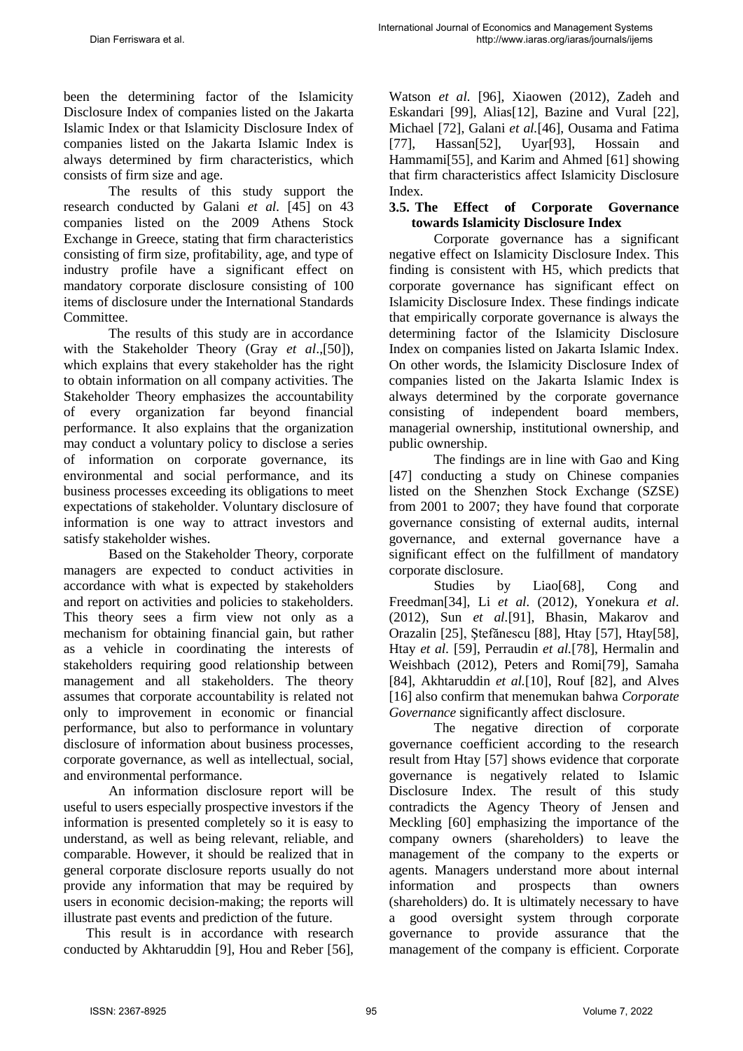been the determining factor of the Islamicity Disclosure Index of companies listed on the Jakarta Islamic Index or that Islamicity Disclosure Index of companies listed on the Jakarta Islamic Index is always determined by firm characteristics, which consists of firm size and age.

The results of this study support the research conducted by Galani *et al.* [45] on 43 companies listed on the 2009 Athens Stock Exchange in Greece, stating that firm characteristics consisting of firm size, profitability, age, and type of industry profile have a significant effect on mandatory corporate disclosure consisting of 100 items of disclosure under the International Standards Committee.

The results of this study are in accordance with the Stakeholder Theory (Gray *et al*.,[50]), which explains that every stakeholder has the right to obtain information on all company activities. The Stakeholder Theory emphasizes the accountability of every organization far beyond financial performance. It also explains that the organization may conduct a voluntary policy to disclose a series of information on corporate governance, its environmental and social performance, and its business processes exceeding its obligations to meet expectations of stakeholder. Voluntary disclosure of information is one way to attract investors and satisfy stakeholder wishes.

Based on the Stakeholder Theory, corporate managers are expected to conduct activities in accordance with what is expected by stakeholders and report on activities and policies to stakeholders. This theory sees a firm view not only as a mechanism for obtaining financial gain, but rather as a vehicle in coordinating the interests of stakeholders requiring good relationship between management and all stakeholders. The theory assumes that corporate accountability is related not only to improvement in economic or financial performance, but also to performance in voluntary disclosure of information about business processes, corporate governance, as well as intellectual, social, and environmental performance.

An information disclosure report will be useful to users especially prospective investors if the information is presented completely so it is easy to understand, as well as being relevant, reliable, and comparable. However, it should be realized that in general corporate disclosure reports usually do not provide any information that may be required by users in economic decision-making; the reports will illustrate past events and prediction of the future.

This result is in accordance with research conducted by Akhtaruddin [9], Hou and Reber [56], Watson *et al.* [96], Xiaowen (2012), Zadeh and Eskandari [99], Alias[12], Bazine and Vural [22], Michael [72], Galani *et al.*[46], Ousama and Fatima [77], Hassan[52], Uyar[93], Hossain and Hammami[55], and Karim and Ahmed [61] showing that firm characteristics affect Islamicity Disclosure Index.

### 3.5. The Effect of Corporate Governance towards Islamicity Disclosure Index

Corporate governance has a significant negative effect on Islamicity Disclosure Index. This finding is consistent with H5, which predicts that corporate governance has significant effect on Islamicity Disclosure Index. These findings indicate that empirically corporate governance is always the determining factor of the Islamicity Disclosure Index on companies listed on Jakarta Islamic Index. On other words, the Islamicity Disclosure Index of companies listed on the Jakarta Islamic Index is always determined by the corporate governance consisting of independent board members, managerial ownership, institutional ownership, and public ownership.

The findings are in line with Gao and King [47] conducting a study on Chinese companies listed on the Shenzhen Stock Exchange (SZSE) from 2001 to 2007; they have found that corporate governance consisting of external audits, internal governance, and external governance have a significant effect on the fulfillment of mandatory corporate disclosure.

Studies by Liao[68], Cong and Freedman[34], Li *et al.* (2012), Yonekura *et al*. (2012), Sun *et al.*[91], Bhasin, Makarov and Orazalin [25], Ştefănescu [88], Htay [57], Htay[58], Htay *et al*. [59], Perraudin *et al.*[78], Hermalin and Weishbach (2012), Peters and Romi[79], Samaha [84], Akhtaruddin *et al.*[10], Rouf [82], and Alves [16] also confirm that menemukan bahwa *Corporate Governance* significantly affect disclosure.

The negative direction of corporate governance coefficient according to the research result from Htay [57] shows evidence that corporate governance is negatively related to Islamic Disclosure Index. The result of this study contradicts the Agency Theory of Jensen and Meckling [60] emphasizing the importance of the company owners (shareholders) to leave the management of the company to the experts or agents. Managers understand more about internal information and prospects than owners (shareholders) do. It is ultimately necessary to have a good oversight system through corporate governance to provide assurance that the management of the company is efficient. Corporate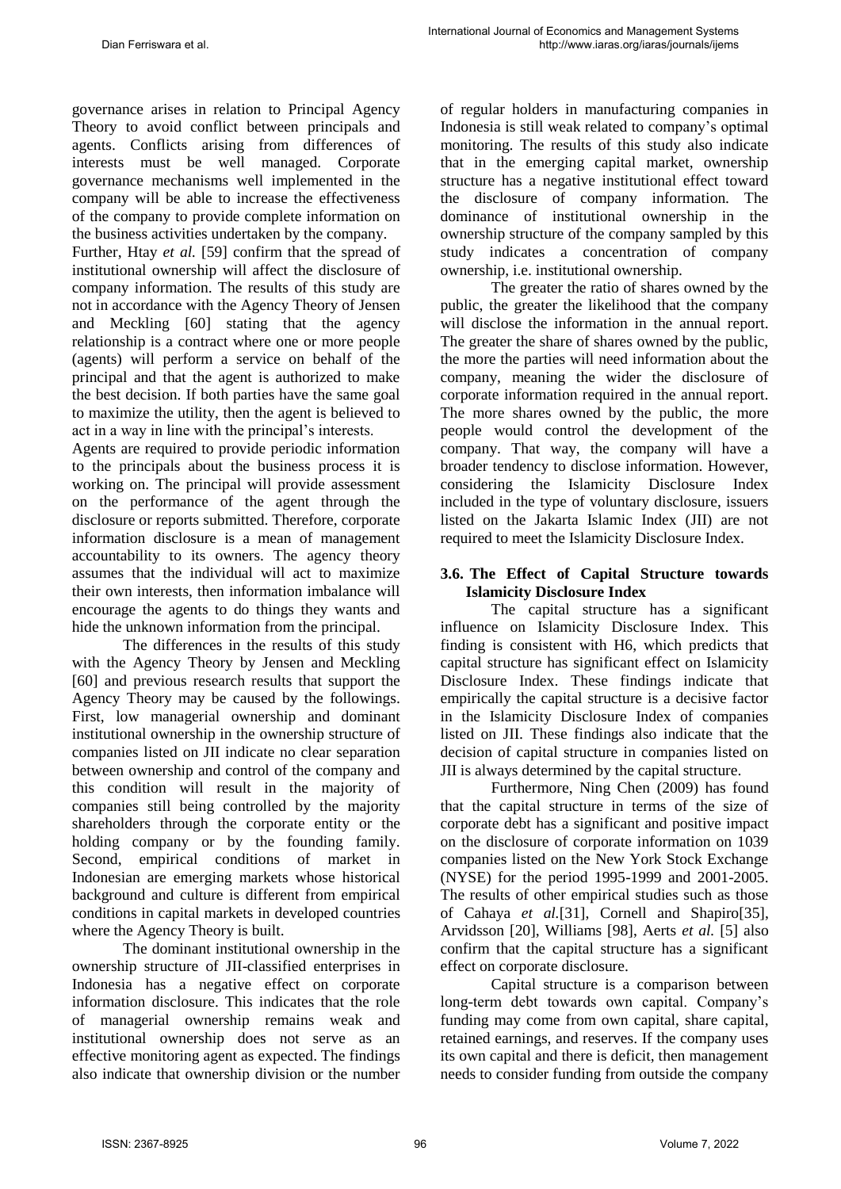governance arises in relation to Principal Agency Theory to avoid conflict between principals and agents. Conflicts arising from differences of interests must be well managed. Corporate governance mechanisms well implemented in the company will be able to increase the effectiveness of the company to provide complete information on the business activities undertaken by the company.

Further, Htay *et al.* [59] confirm that the spread of institutional ownership will affect the disclosure of company information. The results of this study are not in accordance with the Agency Theory of Jensen and Meckling [60] stating that the agency relationship is a contract where one or more people (agents) will perform a service on behalf of the principal and that the agent is authorized to make the best decision. If both parties have the same goal to maximize the utility, then the agent is believed to act in a way in line with the principal's interests.

Agents are required to provide periodic information to the principals about the business process it is working on. The principal will provide assessment on the performance of the agent through the disclosure or reports submitted. Therefore, corporate information disclosure is a mean of management accountability to its owners. The agency theory assumes that the individual will act to maximize their own interests, then information imbalance will encourage the agents to do things they want and hide the unknown information from the principal.

The differences in the results of this study with the Agency Theory by Jensen and Meckling [60] and previous research results that support the Agency Theory may be caused by the followings. First, low managerial ownership and dominant institutional ownership in the ownership structure of companies listed on JII indicate no clear separation between ownership and control of the company and this condition will result in the majority of companies still being controlled by the majority shareholders through the corporate entity or the holding company or by the founding family. Second, empirical conditions of market in Indonesian are emerging markets whose historical background and culture is different from empirical conditions in capital markets in developed countries where the Agency Theory is built.

The dominant institutional ownership in the ownership structure of JII-classified enterprises in Indonesia has a negative effect on corporate information disclosure. This indicates that the role of managerial ownership remains weak and institutional ownership does not serve as an effective monitoring agent as expected. The findings also indicate that ownership division or the number of regular holders in manufacturing companies in Indonesia is still weak related to company's optimal monitoring. The results of this study also indicate that in the emerging capital market, ownership structure has a negative institutional effect toward the disclosure of company information. The dominance of institutional ownership in the ownership structure of the company sampled by this study indicates a concentration of company ownership, i.e. institutional ownership.

The greater the ratio of shares owned by the public, the greater the likelihood that the company will disclose the information in the annual report. The greater the share of shares owned by the public, the more the parties will need information about the company, meaning the wider the disclosure of corporate information required in the annual report. The more shares owned by the public, the more people would control the development of the company. That way, the company will have a broader tendency to disclose information. However, considering the Islamicity Disclosure Index included in the type of voluntary disclosure, issuers listed on the Jakarta Islamic Index (JII) are not required to meet the Islamicity Disclosure Index.

### 3.6. The Effect of Capital Structure towards Islamicity Disclosure Index

The capital structure has a significant influence on Islamicity Disclosure Index. This finding is consistent with H6, which predicts that capital structure has significant effect on Islamicity Disclosure Index. These findings indicate that empirically the capital structure is a decisive factor in the Islamicity Disclosure Index of companies listed on JII. These findings also indicate that the decision of capital structure in companies listed on JII is always determined by the capital structure.

Furthermore, Ning Chen (2009) has found that the capital structure in terms of the size of corporate debt has a significant and positive impact on the disclosure of corporate information on 1039 companies listed on the New York Stock Exchange (NYSE) for the period 1995-1999 and 2001-2005. The results of other empirical studies such as those of Cahaya *et al.*[31], Cornell and Shapiro[35], Arvidsson [20], Williams [98], Aerts *et al.* [5] also confirm that the capital structure has a significant effect on corporate disclosure.

Capital structure is a comparison between long-term debt towards own capital. Company's funding may come from own capital, share capital, retained earnings, and reserves. If the company uses its own capital and there is deficit, then management needs to consider funding from outside the company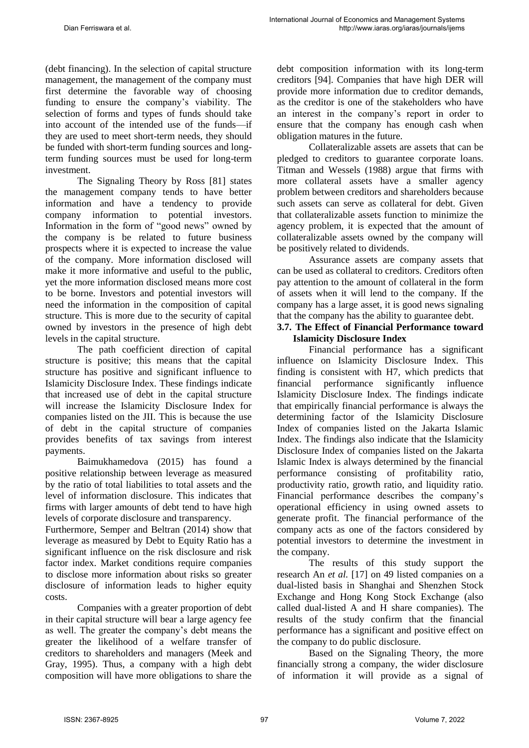(debt financing). In the selection of capital structure management, the management of the company must first determine the favorable way of choosing funding to ensure the company's viability. The selection of forms and types of funds should take into account of the intended use of the funds—if they are used to meet short-term needs, they should be funded with short-term funding sources and long-term funding sources must be used for long-term investment.

The Signaling Theory by Ross [81] states the management company tends to have better information and have a tendency to provide company information to potential investors. Information in the form of "good news" owned by the company is be related to future business prospects where it is expected to increase the value of the company. More information disclosed will make it more informative and useful to the public, yet the more information disclosed means more cost to be borne. Investors and potential investors will need the information in the composition of capital structure. This is more due to the security of capital owned by investors in the presence of high debt levels in the capital structure.

The path coefficient direction of capital structure is positive; this means that the capital structure has positive and significant influence to Islamicity Disclosure Index. These findings indicate that increased use of debt in the capital structure will increase the Islamicity Disclosure Index for companies listed on the JII. This is because the use of debt in the capital structure of companies provides benefits of tax savings from interest payments.

Baimukhamedova (2015) has found a positive relationship between leverage as measured by the ratio of total liabilities to total assets and the level of information disclosure. This indicates that firms with larger amounts of debt tend to have high levels of corporate disclosure and transparency.

Furthermore, Semper and Beltran (2014) show that leverage as measured by Debt to Equity Ratio has a significant influence on the risk disclosure and risk factor index. Market conditions require companies to disclose more information about risks so greater disclosure of information leads to higher equity costs.

Companies with a greater proportion of debt in their capital structure will bear a large agency fee as well. The greater the company's debt means the greater the likelihood of a welfare transfer of creditors to shareholders and managers (Meek and Gray, 1995). Thus, a company with a high debt composition will have more obligations to share the debt composition information with its long-term creditors [94]. Companies that have high DER will provide more information due to creditor demands, as the creditor is one of the stakeholders who have an interest in the company's report in order to ensure that the company has enough cash when obligation matures in the future.

Collateralizable assets are assets that can be pledged to creditors to guarantee corporate loans. Titman and Wessels (1988) argue that firms with more collateral assets have a smaller agency problem between creditors and shareholders because such assets can serve as collateral for debt. Given that collateralizable assets function to minimize the agency problem, it is expected that the amount of collateralizable assets owned by the company will be positively related to dividends.

Assurance assets are company assets that can be used as collateral to creditors. Creditors often pay attention to the amount of collateral in the form of assets when it will lend to the company. If the company has a large asset, it is good news signaling that the company has the ability to guarantee debt.

### 3.7. The Effect of Financial Performance toward Islamicity Disclosure Index

Financial performance has a significant influence on Islamicity Disclosure Index. This finding is consistent with H7, which predicts that financial performance significantly influence Islamicity Disclosure Index. The findings indicate that empirically financial performance is always the determining factor of the Islamicity Disclosure Index of companies listed on the Jakarta Islamic Index. The findings also indicate that the Islamicity Disclosure Index of companies listed on the Jakarta Islamic Index is always determined by the financial performance consisting of profitability ratio, productivity ratio, growth ratio, and liquidity ratio. Financial performance describes the company's operational efficiency in using owned assets to generate profit. The financial performance of the company acts as one of the factors considered by potential investors to determine the investment in the company.

The results of this study support the research An *et al.* [17] on 49 listed companies on a dual-listed basis in Shanghai and Shenzhen Stock Exchange and Hong Kong Stock Exchange (also called dual-listed A and H share companies). The results of the study confirm that the financial performance has a significant and positive effect on the company to do public disclosure.

Based on the Signaling Theory, the more financially strong a company, the wider disclosure of information it will provide as a signal of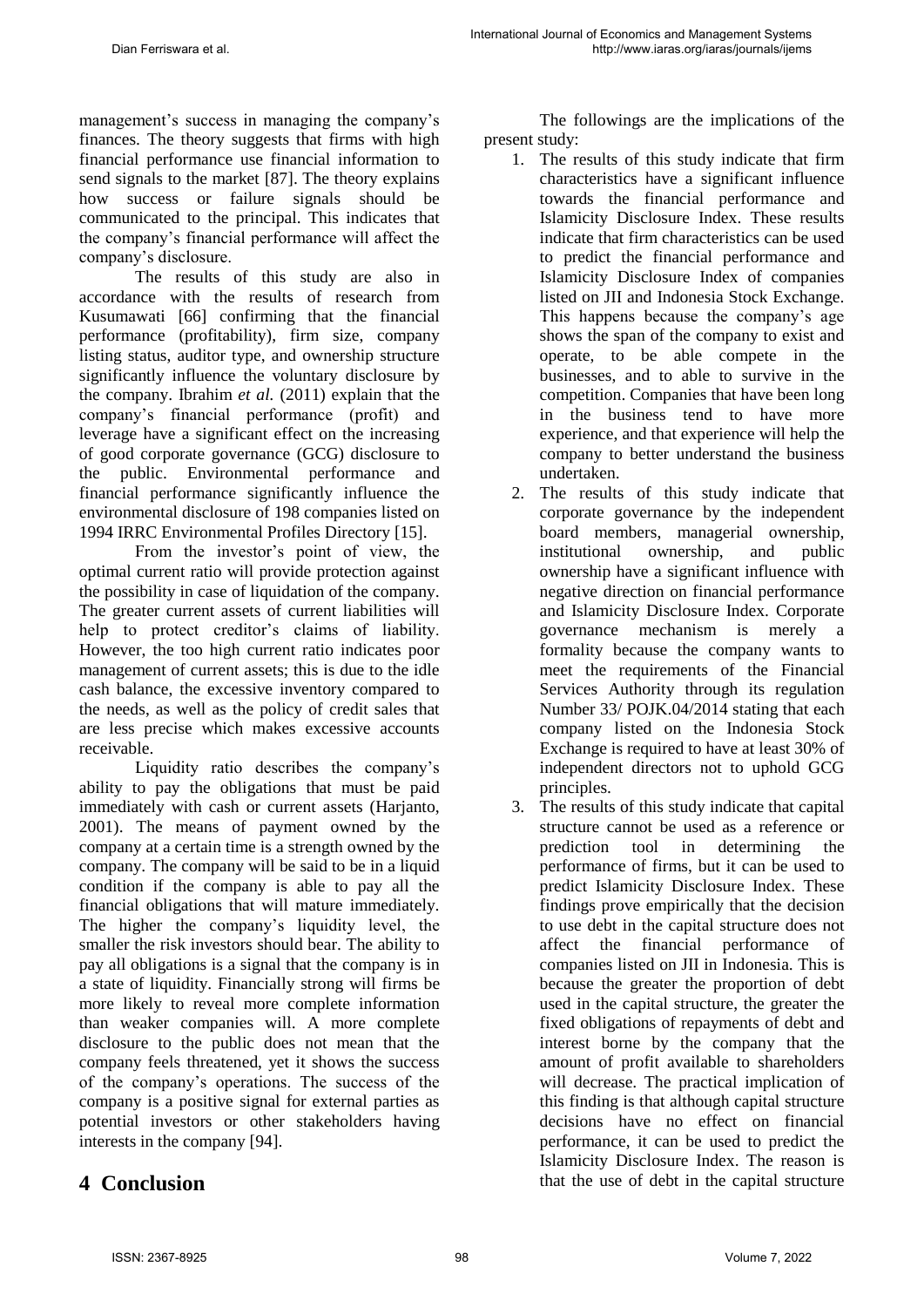management's success in managing the company's finances. The theory suggests that firms with high financial performance use financial information to send signals to the market [87]. The theory explains how success or failure signals should be communicated to the principal. This indicates that the company's financial performance will affect the company's disclosure.

The results of this study are also in accordance with the results of research from Kusumawati [66] confirming that the financial performance (profitability), firm size, company listing status, auditor type, and ownership structure significantly influence the voluntary disclosure by the company. Ibrahim *et al.* (2011) explain that the company's financial performance (profit) and leverage have a significant effect on the increasing of good corporate governance (GCG) disclosure to the public. Environmental performance and financial performance significantly influence the environmental disclosure of 198 companies listed on 1994 IRRC Environmental Profiles Directory [15].

From the investor's point of view, the optimal current ratio will provide protection against the possibility in case of liquidation of the company. The greater current assets of current liabilities will help to protect creditor's claims of liability. However, the too high current ratio indicates poor management of current assets; this is due to the idle cash balance, the excessive inventory compared to the needs, as well as the policy of credit sales that are less precise which makes excessive accounts receivable.

Liquidity ratio describes the company's ability to pay the obligations that must be paid immediately with cash or current assets (Harjanto, 2001). The means of payment owned by the company at a certain time is a strength owned by the company. The company will be said to be in a liquid condition if the company is able to pay all the financial obligations that will mature immediately. The higher the company's liquidity level, the smaller the risk investors should bear. The ability to pay all obligations is a signal that the company is in a state of liquidity. Financially strong will firms be more likely to reveal more complete information than weaker companies will. A more complete disclosure to the public does not mean that the company feels threatened, yet it shows the success of the company's operations. The success of the company is a positive signal for external parties as potential investors or other stakeholders having interests in the company [94].

# 4 Conclusion

The followings are the implications of the present study:

1. The results of this study indicate that firm characteristics have a significant influence towards the financial performance and Islamicity Disclosure Index. These results indicate that firm characteristics can be used to predict the financial performance and Islamicity Disclosure Index of companies listed on JII and Indonesia Stock Exchange. This happens because the company's age shows the span of the company to exist and operate, to be able compete in the businesses, and to able to survive in the competition. Companies that have been long in the business tend to have more experience, and that experience will help the company to better understand the business undertaken.
2. The results of this study indicate that corporate governance by the independent board members, managerial ownership, institutional ownership, and public ownership have a significant influence with negative direction on financial performance and Islamicity Disclosure Index. Corporate governance mechanism is merely a formality because the company wants to meet the requirements of the Financial Services Authority through its regulation Number 33/ POJK.04/2014 stating that each company listed on the Indonesia Stock Exchange is required to have at least 30% of independent directors not to uphold GCG principles.
3. The results of this study indicate that capital structure cannot be used as a reference or prediction tool in determining the performance of firms, but it can be used to predict Islamicity Disclosure Index. These findings prove empirically that the decision to use debt in the capital structure does not affect the financial performance of companies listed on JII in Indonesia. This is because the greater the proportion of debt used in the capital structure, the greater the fixed obligations of repayments of debt and interest borne by the company that the amount of profit available to shareholders will decrease. The practical implication of this finding is that although capital structure decisions have no effect on financial performance, it can be used to predict the Islamicity Disclosure Index. The reason is that the use of debt in the capital structure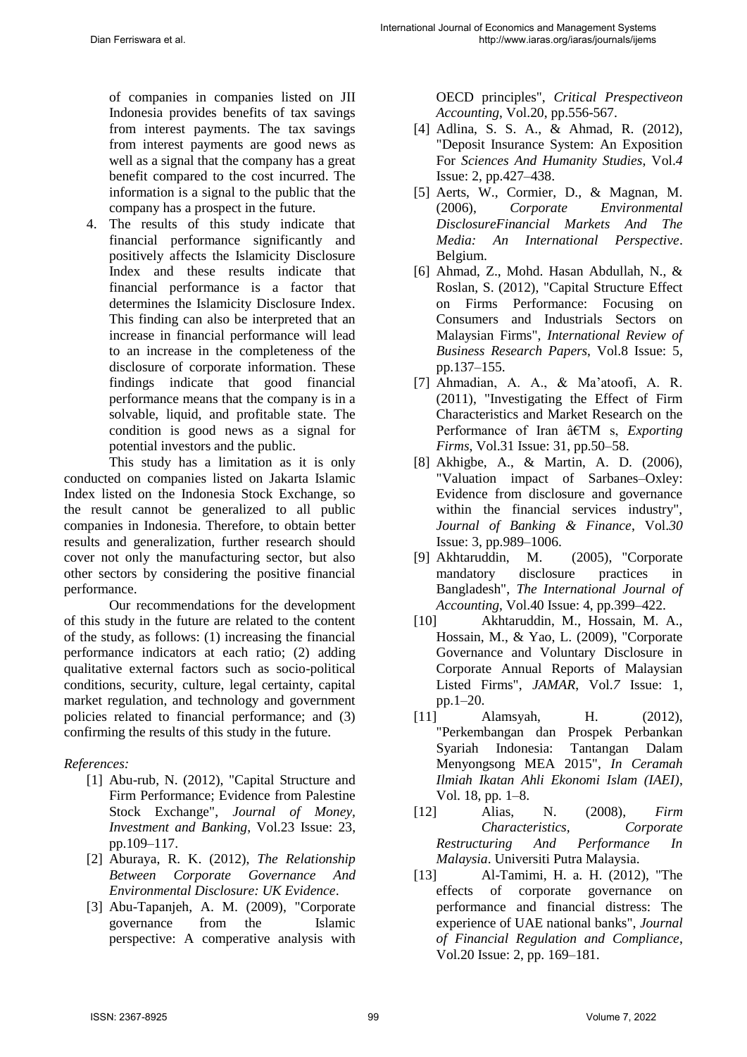of companies in companies listed on JII Indonesia provides benefits of tax savings from interest payments. The tax savings from interest payments are good news as well as a signal that the company has a great benefit compared to the cost incurred. The information is a signal to the public that the company has a prospect in the future.

4. The results of this study indicate that financial performance significantly and positively affects the Islamicity Disclosure Index and these results indicate that financial performance is a factor that determines the Islamicity Disclosure Index. This finding can also be interpreted that an increase in financial performance will lead to an increase in the completeness of the disclosure of corporate information. These findings indicate that good financial performance means that the company is in a solvable, liquid, and profitable state. The condition is good news as a signal for potential investors and the public.

This study has a limitation as it is only conducted on companies listed on Jakarta Islamic Index listed on the Indonesia Stock Exchange, so the result cannot be generalized to all public companies in Indonesia. Therefore, to obtain better results and generalization, further research should cover not only the manufacturing sector, but also other sectors by considering the positive financial performance.

Our recommendations for the development of this study in the future are related to the content of the study, as follows: (1) increasing the financial performance indicators at each ratio; (2) adding qualitative external factors such as socio-political conditions, security, culture, legal certainty, capital market regulation, and technology and government policies related to financial performance; and (3) confirming the results of this study in the future.

*References:*

[1] Abu-rub, N. (2012), "Capital Structure and Firm Performance; Evidence from Palestine Stock Exchange", *Journal of Money, Investment and Banking*, Vol.23 Issue: 23, pp.109–117.

[2] Aburaya, R. K. (2012), *The Relationship Between Corporate Governance And Environmental Disclosure: UK Evidence*.

[3] Abu-Tapanjeh, A. M. (2009), "Corporate governance from the Islamic perspective: A comperative analysis with OECD principles", *Critical Prespectiveon Accounting*, Vol.20, pp.556-567.

[4] Adlina, S. S. A., & Ahmad, R. (2012), "Deposit Insurance System: An Exposition For *Sciences And Humanity Studies*, Vol.*4* Issue: 2, pp.427–438.

[5] Aerts, W., Cormier, D., & Magnan, M. (2006), *Corporate Environmental DisclosureFinancial Markets And The Media: An International Perspective*. Belgium.

[6] Ahmad, Z., Mohd. Hasan Abdullah, N., & Roslan, S. (2012), "Capital Structure Effect on Firms Performance: Focusing on Consumers and Industrials Sectors on Malaysian Firms", *International Review of Business Research Papers*, Vol.8 Issue: 5, pp.137–155.

[7] Ahmadian, A. A., & Ma'atoofi, A. R. (2011), "Investigating the Effect of Firm Characteristics and Market Research on the Performance of Iran â€TM s, *Exporting Firms*, Vol.31 Issue: 31, pp.50–58.

[8] Akhigbe, A., & Martin, A. D. (2006), "Valuation impact of Sarbanes–Oxley: Evidence from disclosure and governance within the financial services industry", *Journal of Banking & Finance*, Vol.*30* Issue: 3, pp.989–1006.

[9] Akhtaruddin, M. (2005), "Corporate mandatory disclosure practices in Bangladesh", *The International Journal of Accounting*, Vol.40 Issue: 4, pp.399–422.

[10] Akhtaruddin, M., Hossain, M. A., Hossain, M., & Yao, L. (2009), "Corporate Governance and Voluntary Disclosure in Corporate Annual Reports of Malaysian Listed Firms", *JAMAR*, Vol.*7* Issue: 1, pp.1–20.

[11] Alamsyah, H. (2012), "Perkembangan dan Prospek Perbankan Syariah Indonesia: Tantangan Dalam Menyongsong MEA 2015", *In Ceramah Ilmiah Ikatan Ahli Ekonomi Islam (IAEI)*, Vol. 18, pp. 1–8.

[12] Alias, N. (2008), *Firm Characteristics, Corporate Restructuring And Performance In Malaysia*. Universiti Putra Malaysia.

[13] Al-Tamimi, H. a. H. (2012), "The effects of corporate governance on performance and financial distress: The experience of UAE national banks", *Journal of Financial Regulation and Compliance*, Vol.20 Issue: 2, pp. 169–181.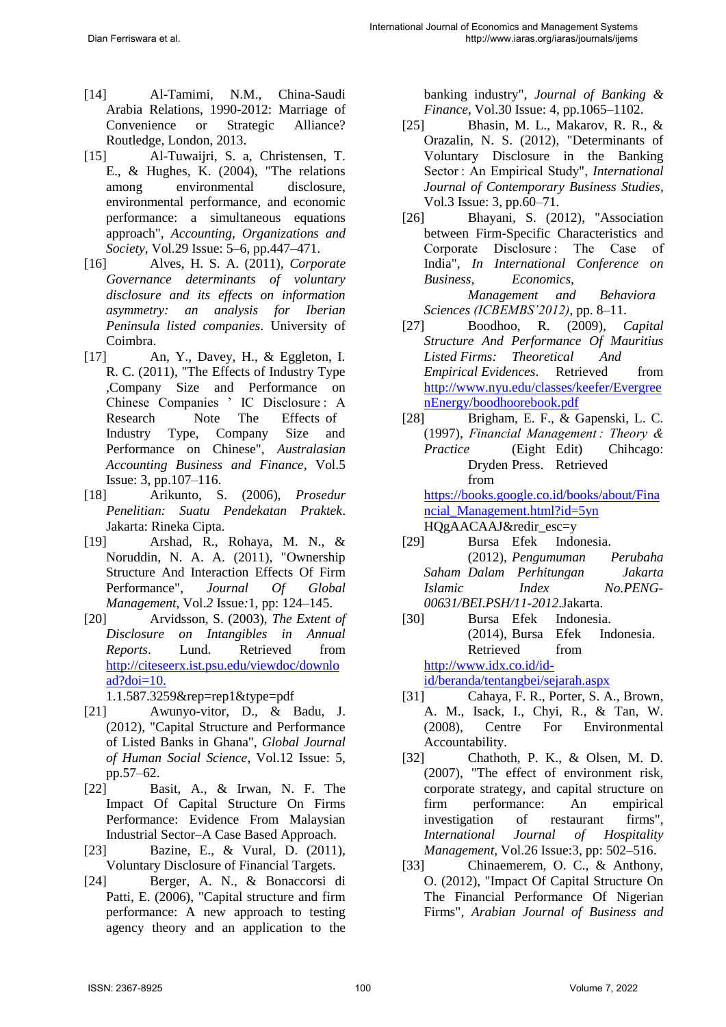[14] Al-Tamimi, N.M., China-Saudi Arabia Relations, 1990-2012: Marriage of Convenience or Strategic Alliance? Routledge, London, 2013.

[15] Al-Tuwaijri, S. a, Christensen, T. E., & Hughes, K. (2004), "The relations among environmental disclosure, environmental performance, and economic performance: a simultaneous equations approach", *Accounting, Organizations and Society*, Vol.29 Issue: 5–6, pp.447–471.

[16] Alves, H. S. A. (2011), *Corporate Governance determinants of voluntary disclosure and its effects on information asymmetry: an analysis for Iberian Peninsula listed companies*. University of Coimbra.

[17] An, Y., Davey, H., & Eggleton, I. R. C. (2011), "The Effects of Industry Type ,Company Size and Performance on Chinese Companies ' IC Disclosure : A Research Note The Effects of Industry Type, Company Size and Performance on Chinese", *Australasian Accounting Business and Finance*, Vol.5 Issue: 3, pp.107–116.

[18] Arikunto, S. (2006), *Prosedur Penelitian: Suatu Pendekatan Praktek*. Jakarta: Rineka Cipta.

[19] Arshad, R., Rohaya, M. N., & Noruddin, N. A. A. (2011), "Ownership Structure And Interaction Effects Of Firm Performance", *Journal Of Global Management*, Vol.*2* Issue*:*1, pp: 124–145.

[20] Arvidsson, S. (2003), *The Extent of Disclosure on Intangibles in Annual Reports*. Lund. Retrieved from http://citeseerx.ist.psu.edu/viewdoc/download?doi=10.1.1.587.3259&rep=rep1&type=pdf

[21] Awunyo-vitor, D., & Badu, J. (2012), "Capital Structure and Performance of Listed Banks in Ghana", *Global Journal of Human Social Science*, Vol.12 Issue: 5, pp.57–62.

[22] Basit, A., & Irwan, N. F. The Impact Of Capital Structure On Firms Performance: Evidence From Malaysian Industrial Sector–A Case Based Approach.

[23] Bazine, E., & Vural, D. (2011), Voluntary Disclosure of Financial Targets.

[24] Berger, A. N., & Bonaccorsi di Patti, E. (2006), "Capital structure and firm performance: A new approach to testing agency theory and an application to the banking industry", *Journal of Banking & Finance*, Vol.30 Issue: 4, pp.1065–1102.

[25] Bhasin, M. L., Makarov, R. R., & Orazalin, N. S. (2012), "Determinants of Voluntary Disclosure in the Banking Sector : An Empirical Study", *International Journal of Contemporary Business Studies*, Vol.3 Issue: 3, pp.60–71.

[26] Bhayani, S. (2012), "Association between Firm-Specific Characteristics and Corporate Disclosure : The Case of India", *In International Conference on Business, Economics, Management and Behaviora Sciences (ICBEMBS'2012)*, pp. 8–11.

[27] Boodhoo, R. (2009), *Capital Structure And Performance Of Mauritius Listed Firms: Theoretical And Empirical Evidences*. Retrieved from http://www.nyu.edu/classes/keefer/EvergreenEnergy/boodhoorebook.pdf

[28] Brigham, E. F., & Gapenski, L. C. (1997), *Financial Management : Theory & Practice* (Eight Edit) Chihcago: Dryden Press. Retrieved from https://books.google.co.id/books/about/Financial_Management.html?id=5ynHQgAACAAJ&redir_esc=y

[29] Bursa Efek Indonesia. (2012), *Pengumuman Perubaha Saham Dalam Perhitungan Jakarta Islamic Index No.PENG-00631/BEI.PSH/11-2012*.Jakarta.

[30] Bursa Efek Indonesia. (2014), Bursa Efek Indonesia. Retrieved from http://www.idx.co.id/id-id/beranda/tentangbei/sejarah.aspx

[31] Cahaya, F. R., Porter, S. A., Brown, A. M., Isack, I., Chyi, R., & Tan, W. (2008), Centre For Environmental Accountability.

[32] Chathoth, P. K., & Olsen, M. D. (2007), "The effect of environment risk, corporate strategy, and capital structure on firm performance: An empirical investigation of restaurant firms", *International Journal of Hospitality Management*, Vol.26 Issue:3, pp: 502–516.

[33] Chinaemerem, O. C., & Anthony, O. (2012), "Impact Of Capital Structure On The Financial Performance Of Nigerian Firms", *Arabian Journal of Business and*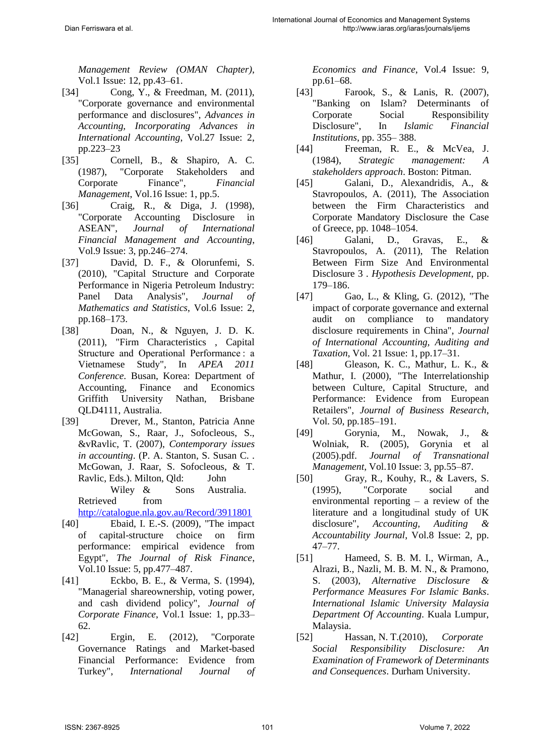*Management Review (OMAN Chapter)*, Vol.1 Issue: 12, pp.43–61.

[34] Cong, Y., & Freedman, M. (2011), "Corporate governance and environmental performance and disclosures", *Advances in Accounting, Incorporating Advances in International Accounting*, Vol.27 Issue: 2, pp.223–23

[35] Cornell, B., & Shapiro, A. C. (1987), "Corporate Stakeholders and Corporate Finance", *Financial Management*, Vol.16 Issue: 1, pp.5.

[36] Craig, R., & Diga, J. (1998), "Corporate Accounting Disclosure in ASEAN", *Journal of International Financial Management and Accounting*, Vol.9 Issue: 3, pp.246–274.

[37] David, D. F., & Olorunfemi, S. (2010), "Capital Structure and Corporate Performance in Nigeria Petroleum Industry: Panel Data Analysis", *Journal of Mathematics and Statistics*, Vol.6 Issue: 2, pp.168–173.

[38] Doan, N., & Nguyen, J. D. K. (2011), "Firm Characteristics , Capital Structure and Operational Performance : a Vietnamese Study", In *APEA 2011 Conference*. Busan, Korea: Department of Accounting, Finance and Economics Griffith University Nathan, Brisbane QLD4111, Australia.

[39] Drever, M., Stanton, Patricia Anne McGowan, S., Raar, J., Sofocleous, S., &vRavlic, T. (2007), *Contemporary issues in accounting*. (P. A. Stanton, S. Susan C. . McGowan, J. Raar, S. Sofocleous, & T. Ravlic, Eds.). Milton, Qld: John Wiley & Sons Australia. Retrieved from http://catalogue.nla.gov.au/Record/3911801

[40] Ebaid, I. E.-S. (2009), "The impact of capital-structure choice on firm performance: empirical evidence from Egypt", *The Journal of Risk Finance*, Vol.10 Issue: 5, pp.477–487.

[41] Eckbo, B. E., & Verma, S. (1994), "Managerial shareownership, voting power, and cash dividend policy", *Journal of Corporate Finance*, Vol.1 Issue: 1, pp.33–62.

[42] Ergin, E. (2012), "Corporate Governance Ratings and Market-based Financial Performance: Evidence from Turkey", *International Journal of Economics and Finance*, Vol.4 Issue: 9, pp.61–68.

[43] Farook, S., & Lanis, R. (2007), "Banking on Islam? Determinants of Corporate Social Responsibility Disclosure", In *Islamic Financial Institutions*, pp. 355– 388.

[44] Freeman, R. E., & McVea, J. (1984), *Strategic management: A stakeholders approach*. Boston: Pitman.

[45] Galani, D., Alexandridis, A., & Stavropoulos, A. (2011), The Association between the Firm Characteristics and Corporate Mandatory Disclosure the Case of Greece, pp. 1048–1054.

[46] Galani, D., Gravas, E., & Stavropoulos, A. (2011), The Relation Between Firm Size And Environmental Disclosure 3 . *Hypothesis Development*, pp. 179–186.

[47] Gao, L., & Kling, G. (2012), "The impact of corporate governance and external audit on compliance to mandatory disclosure requirements in China", *Journal of International Accounting, Auditing and Taxation*, Vol. 21 Issue: 1, pp.17–31.

[48] Gleason, K. C., Mathur, L. K., & Mathur, I. (2000), "The Interrelationship between Culture, Capital Structure, and Performance: Evidence from European Retailers", *Journal of Business Research*, Vol. 50, pp.185–191.

[49] Gorynia, M., Nowak, J., & Wolniak, R. (2005), Gorynia et al (2005).pdf. *Journal of Transnational Management*, Vol.10 Issue: 3, pp.55–87.

[50] Gray, R., Kouhy, R., & Lavers, S. (1995), "Corporate social and environmental reporting – a review of the literature and a longitudinal study of UK disclosure", *Accounting, Auditing & Accountability Journal*, Vol.8 Issue: 2, pp. 47–77.

[51] Hameed, S. B. M. I., Wirman, A., Alrazi, B., Nazli, M. B. M. N., & Pramono, S. (2003), *Alternative Disclosure & Performance Measures For Islamic Banks*. *International Islamic University Malaysia Department Of Accounting*. Kuala Lumpur, Malaysia.

[52] Hassan, N. T.(2010), *Corporate Social Responsibility Disclosure: An Examination of Framework of Determinants and Consequences*. Durham University.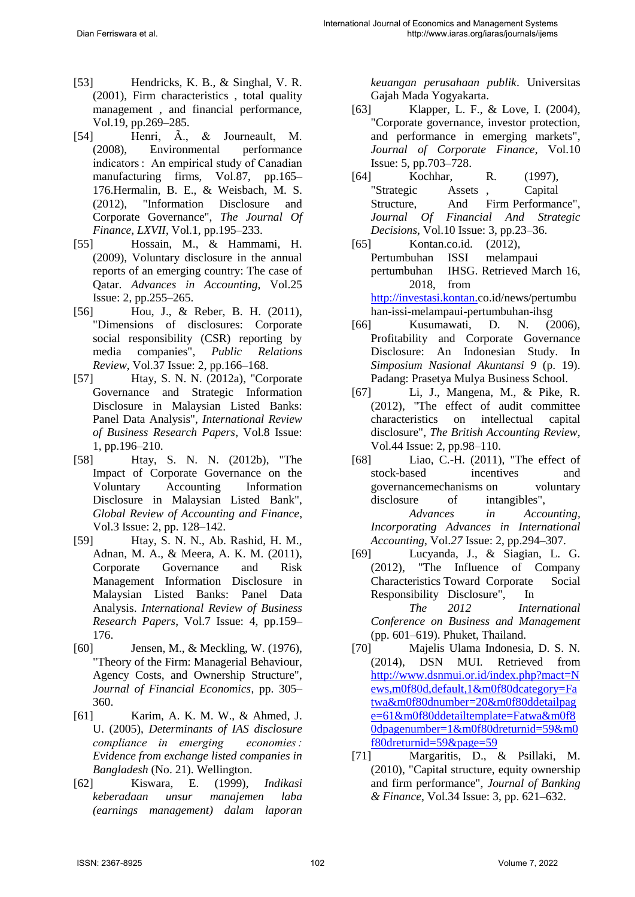[53] Hendricks, K. B., & Singhal, V. R. (2001), Firm characteristics , total quality management , and financial performance, Vol.19, pp.269–285.

[54] Henri, Ã., & Journeault, M. (2008), Environmental performance indicators : An empirical study of Canadian manufacturing firms, Vol.87, pp.165–176.Hermalin, B. E., & Weisbach, M. S. (2012), "Information Disclosure and Corporate Governance", *The Journal Of Finance*, *LXVII*, Vol.1, pp.195–233.

[55] Hossain, M., & Hammami, H. (2009), Voluntary disclosure in the annual reports of an emerging country: The case of Qatar. *Advances in Accounting*, Vol.25 Issue: 2, pp.255–265.

[56] Hou, J., & Reber, B. H. (2011), "Dimensions of disclosures: Corporate social responsibility (CSR) reporting by media companies", *Public Relations Review*, Vol.37 Issue: 2, pp.166–168.

[57] Htay, S. N. N. (2012a), "Corporate Governance and Strategic Information Disclosure in Malaysian Listed Banks: Panel Data Analysis", *International Review of Business Research Papers*, Vol.8 Issue: 1, pp.196–210.

[58] Htay, S. N. N. (2012b), "The Impact of Corporate Governance on the Voluntary Accounting Information Disclosure in Malaysian Listed Bank", *Global Review of Accounting and Finance*, Vol.3 Issue: 2, pp. 128–142.

[59] Htay, S. N. N., Ab. Rashid, H. M., Adnan, M. A., & Meera, A. K. M. (2011), Corporate Governance and Risk Management Information Disclosure in Malaysian Listed Banks: Panel Data Analysis. *International Review of Business Research Papers*, Vol.7 Issue: 4, pp.159–176.

[60] Jensen, M., & Meckling, W. (1976), "Theory of the Firm: Managerial Behaviour, Agency Costs, and Ownership Structure", *Journal of Financial Economics*, pp. 305–360.

[61] Karim, A. K. M. W., & Ahmed, J. U. (2005), *Determinants of IAS disclosure compliance in emerging economies : Evidence from exchange listed companies in Bangladesh* (No. 21). Wellington.

[62] Kiswara, E. (1999), *Indikasi keberadaan unsur manajemen laba (earnings management) dalam laporan keuangan perusahaan publik*. Universitas Gajah Mada Yogyakarta.

[63] Klapper, L. F., & Love, I. (2004), "Corporate governance, investor protection, and performance in emerging markets", *Journal of Corporate Finance*, Vol.10 Issue: 5, pp.703–728.

[64] Kochhar, R. (1997), "Strategic Assets , Capital Structure, And Firm Performance", *Journal Of Financial And Strategic Decisions*, Vol.10 Issue: 3, pp.23–36.

[65] Kontan.co.id. (2012), Pertumbuhan ISSI melampaui pertumbuhan IHSG. Retrieved March 16, 2018, from http://investasi.kontan.co.id/news/pertumbuhan-issi-melampaui-pertumbuhan-ihsg

[66] Kusumawati, D. N. (2006), Profitability and Corporate Governance Disclosure: An Indonesian Study. In *Simposium Nasional Akuntansi 9* (p. 19). Padang: Prasetya Mulya Business School.

[67] Li, J., Mangena, M., & Pike, R. (2012), "The effect of audit committee characteristics on intellectual capital disclosure", *The British Accounting Review*, Vol.44 Issue: 2, pp.98–110.

[68] Liao, C.-H. (2011), "The effect of stock-based incentives and governancemechanisms on voluntary disclosure of intangibles", *Advances in Accounting, Incorporating Advances in International Accounting*, Vol.*27* Issue: 2, pp.294–307.

[69] Lucyanda, J., & Siagian, L. G. (2012), "The Influence of Company Characteristics Toward Corporate Social Responsibility Disclosure", In *The 2012 International Conference on Business and Management* (pp. 601–619). Phuket, Thailand.

[70] Majelis Ulama Indonesia, D. S. N. (2014), DSN MUI. Retrieved from http://www.dsnmui.or.id/index.php?mact=News,m0f80d,default,1&m0f80dcategory=Fatwa&m0f80dnumber=20&m0f80ddetailpage=61&m0f80ddetailtemplate=Fatwa&m0f80dpagenumber=1&m0f80dreturnid=59&m0f80dreturnid=59&page=59

[71] Margaritis, D., & Psillaki, M. (2010), "Capital structure, equity ownership and firm performance", *Journal of Banking & Finance*, Vol.34 Issue: 3, pp. 621–632.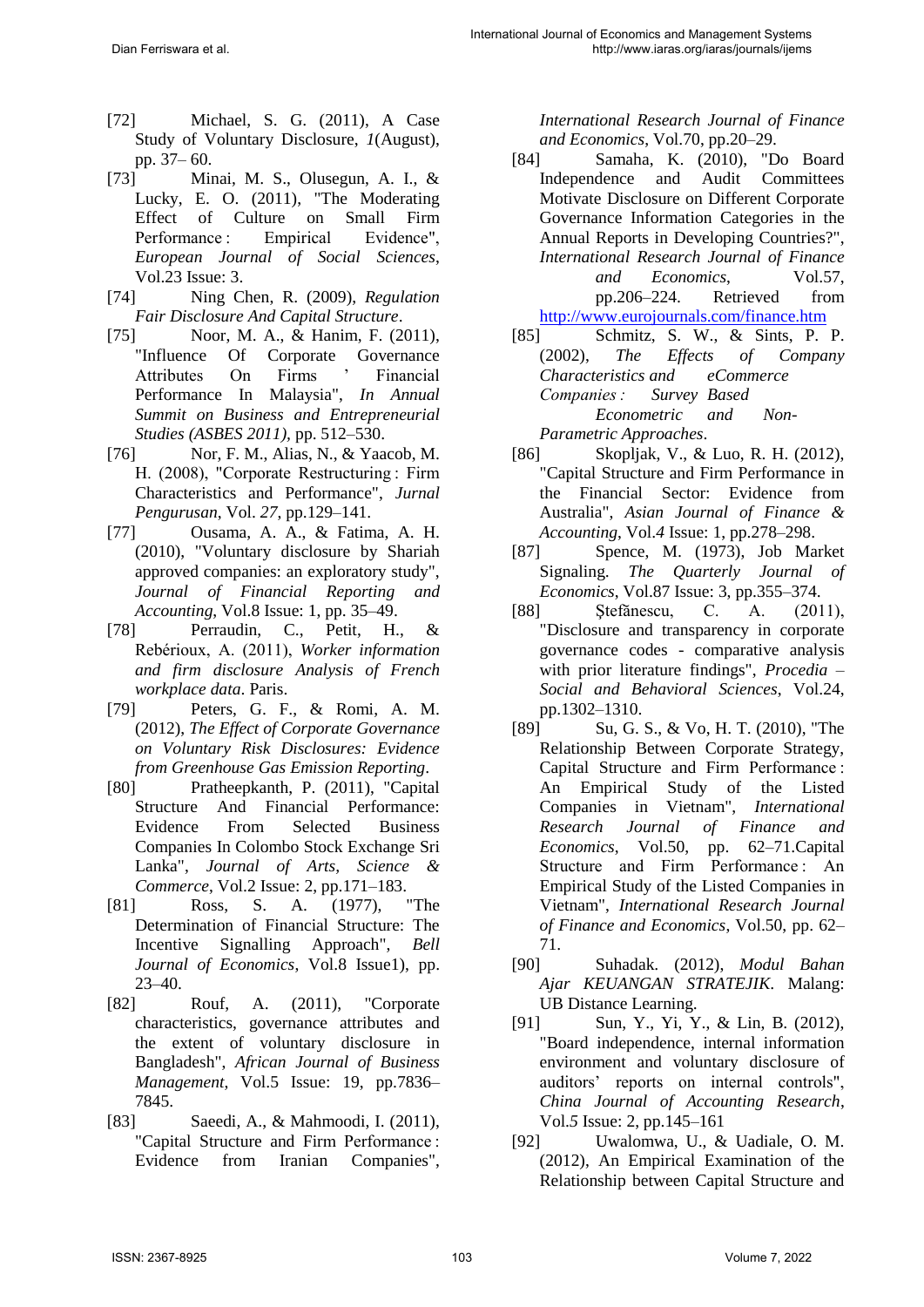[72] Michael, S. G. (2011), A Case Study of Voluntary Disclosure, *1*(August), pp. 37– 60.

[73] Minai, M. S., Olusegun, A. I., & Lucky, E. O. (2011), "The Moderating Effect of Culture on Small Firm Performance : Empirical Evidence", *European Journal of Social Sciences*, Vol.23 Issue: 3.

[74] Ning Chen, R. (2009), *Regulation Fair Disclosure And Capital Structure*.

[75] Noor, M. A., & Hanim, F. (2011), "Influence Of Corporate Governance Attributes On Firms ' Financial Performance In Malaysia", *In Annual Summit on Business and Entrepreneurial Studies (ASBES 2011)*, pp. 512–530.

[76] Nor, F. M., Alias, N., & Yaacob, M. H. (2008), "Corporate Restructuring : Firm Characteristics and Performance", *Jurnal Pengurusan*, Vol. *27*, pp.129–141.

[77] Ousama, A. A., & Fatima, A. H. (2010), "Voluntary disclosure by Shariah approved companies: an exploratory study", *Journal of Financial Reporting and Accounting*, Vol.8 Issue: 1, pp. 35–49.

[78] Perraudin, C., Petit, H., & Rebérioux, A. (2011), *Worker information and firm disclosure Analysis of French workplace data*. Paris.

[79] Peters, G. F., & Romi, A. M. (2012), *The Effect of Corporate Governance on Voluntary Risk Disclosures: Evidence from Greenhouse Gas Emission Reporting*.

[80] Pratheepkanth, P. (2011), "Capital Structure And Financial Performance: Evidence From Selected Business Companies In Colombo Stock Exchange Sri Lanka", *Journal of Arts, Science & Commerce*, Vol.2 Issue: 2, pp.171–183.

[81] Ross, S. A. (1977), "The Determination of Financial Structure: The Incentive Signalling Approach", *Bell Journal of Economics*, Vol.8 Issue1), pp. 23–40.

[82] Rouf, A. (2011), "Corporate characteristics, governance attributes and the extent of voluntary disclosure in Bangladesh", *African Journal of Business Management*, Vol.5 Issue: 19, pp.7836–7845.

[83] Saeedi, A., & Mahmoodi, I. (2011), "Capital Structure and Firm Performance : Evidence from Iranian Companies", *International Research Journal of Finance and Economics*, Vol.70, pp.20–29.

[84] Samaha, K. (2010), "Do Board Independence and Audit Committees Motivate Disclosure on Different Corporate Governance Information Categories in the Annual Reports in Developing Countries?", *International Research Journal of Finance and Economics*, Vol.57, pp.206–224. Retrieved from http://www.eurojournals.com/finance.htm

[85] Schmitz, S. W., & Sints, P. P. (2002), *The Effects of Company Characteristics and eCommerce Companies : Survey Based Econometric and Non-Parametric Approaches*.

[86] Skopljak, V., & Luo, R. H. (2012), "Capital Structure and Firm Performance in the Financial Sector: Evidence from Australia", *Asian Journal of Finance & Accounting*, Vol.*4* Issue: 1, pp.278–298.

[87] Spence, M. (1973), Job Market Signaling. *The Quarterly Journal of Economics*, Vol.87 Issue: 3, pp.355–374.

[88] Ştefănescu, C. A. (2011), "Disclosure and transparency in corporate governance codes - comparative analysis with prior literature findings", *Procedia – Social and Behavioral Sciences*, Vol.24, pp.1302–1310.

[89] Su, G. S., & Vo, H. T. (2010), "The Relationship Between Corporate Strategy, Capital Structure and Firm Performance : An Empirical Study of the Listed Companies in Vietnam", *International Research Journal of Finance and Economics*, Vol.50, pp. 62–71.Capital Structure and Firm Performance : An Empirical Study of the Listed Companies in Vietnam", *International Research Journal of Finance and Economics*, Vol.50, pp. 62–71.

[90] Suhadak. (2012), *Modul Bahan Ajar KEUANGAN STRATEJIK*. Malang: UB Distance Learning.

[91] Sun, Y., Yi, Y., & Lin, B. (2012), "Board independence, internal information environment and voluntary disclosure of auditors' reports on internal controls", *China Journal of Accounting Research*, Vol.*5* Issue: 2, pp.145–161

[92] Uwalomwa, U., & Uadiale, O. M. (2012), An Empirical Examination of the Relationship between Capital Structure and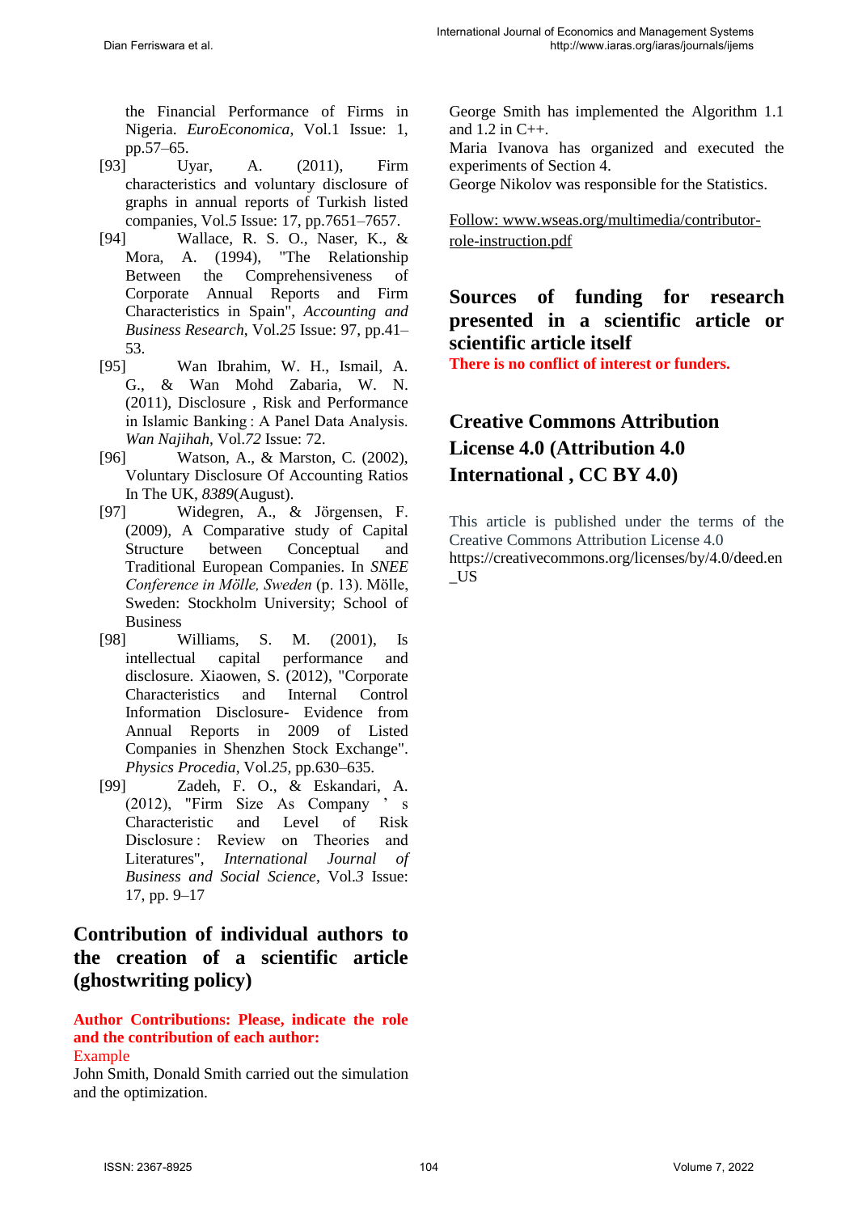the Financial Performance of Firms in Nigeria. *EuroEconomica*, Vol.1 Issue: 1, pp.57–65.

[93] Uyar, A. (2011), Firm characteristics and voluntary disclosure of graphs in annual reports of Turkish listed companies, Vol.*5* Issue: 17, pp.7651–7657.

[94] Wallace, R. S. O., Naser, K., & Mora, A. (1994), "The Relationship Between the Comprehensiveness of Corporate Annual Reports and Firm Characteristics in Spain", *Accounting and Business Research*, Vol.*25* Issue: 97, pp.41–53.

[95] Wan Ibrahim, W. H., Ismail, A. G., & Wan Mohd Zabaria, W. N. (2011), Disclosure , Risk and Performance in Islamic Banking : A Panel Data Analysis. *Wan Najihah*, Vol.*72* Issue: 72.

[96] Watson, A., & Marston, C. (2002), Voluntary Disclosure Of Accounting Ratios In The UK, *8389*(August).

[97] Widegren, A., & Jörgensen, F. (2009), A Comparative study of Capital Structure between Conceptual and Traditional European Companies. In *SNEE Conference in Mölle, Sweden* (p. 13). Mölle, Sweden: Stockholm University; School of Business

[98] Williams, S. M. (2001), Is intellectual capital performance and disclosure. Xiaowen, S. (2012), "Corporate Characteristics and Internal Control Information Disclosure- Evidence from Annual Reports in 2009 of Listed Companies in Shenzhen Stock Exchange". *Physics Procedia*, Vol.*25*, pp.630–635.

[99] Zadeh, F. O., & Eskandari, A. (2012), "Firm Size As Company ' s Characteristic and Level of Risk Disclosure : Review on Theories and Literatures", *International Journal of Business and Social Science*, Vol.*3* Issue: 17, pp. 9–17

## Contribution of individual authors to the creation of a scientific article (ghostwriting policy)

**Author Contributions: Please, indicate the role and the contribution of each author:**

Example

John Smith, Donald Smith carried out the simulation and the optimization.

George Smith has implemented the Algorithm 1.1 and 1.2 in C++.

Maria Ivanova has organized and executed the experiments of Section 4.

George Nikolov was responsible for the Statistics.

Follow: www.wseas.org/multimedia/contributor-role-instruction.pdf

## Sources of funding for research presented in a scientific article or scientific article itself

**There is no conflict of interest or funders.**

## Creative Commons Attribution License 4.0 (Attribution 4.0 International , CC BY 4.0)

This article is published under the terms of the Creative Commons Attribution License 4.0
https://creativecommons.org/licenses/by/4.0/deed.en_US